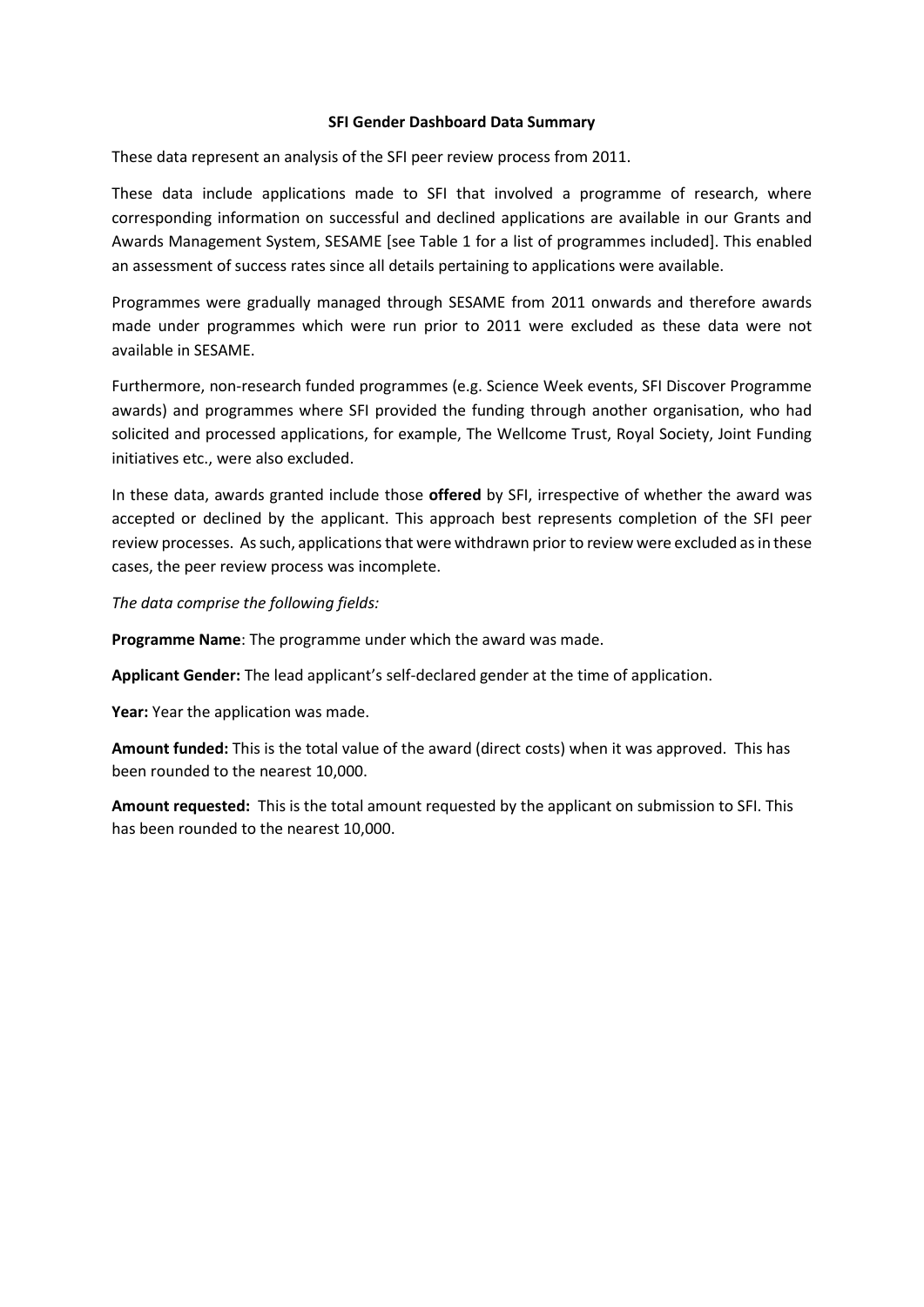# SFI Gender Dashboard Data Summary

These data represent an analysis of the SFI peer review process from 2011.

These data include applications made to SFI that involved a programme of research, where corresponding information on successful and declined applications are available in our Grants and Awards Management System, SESAME [see Table 1 for a list of programmes included]. This enabled an assessment of success rates since all details pertaining to applications were available.

Programmes were gradually managed through SESAME from 2011 onwards and therefore awards made under programmes which were run prior to 2011 were excluded as these data were not available in SESAME.

Furthermore, non-research funded programmes (e.g. Science Week events, SFI Discover Programme awards) and programmes where SFI provided the funding through another organisation, who had solicited and processed applications, for example, The Wellcome Trust, Royal Society, Joint Funding initiatives etc., were also excluded.

In these data, awards granted include those **offered** by SFI, irrespective of whether the award was accepted or declined by the applicant. This approach best represents completion of the SFI peer review processes. As such, applications that were withdrawn prior to review were excluded as in these cases, the peer review process was incomplete.

*The data comprise the following fields:*

**Programme Name**: The programme under which the award was made.

**Applicant Gender:** The lead applicant's self-declared gender at the time of application.

**Year:** Year the application was made.

**Amount funded:** This is the total value of the award (direct costs) when it was approved. This has been rounded to the nearest 10,000.

**Amount requested:** This is the total amount requested by the applicant on submission to SFI. This has been rounded to the nearest 10,000.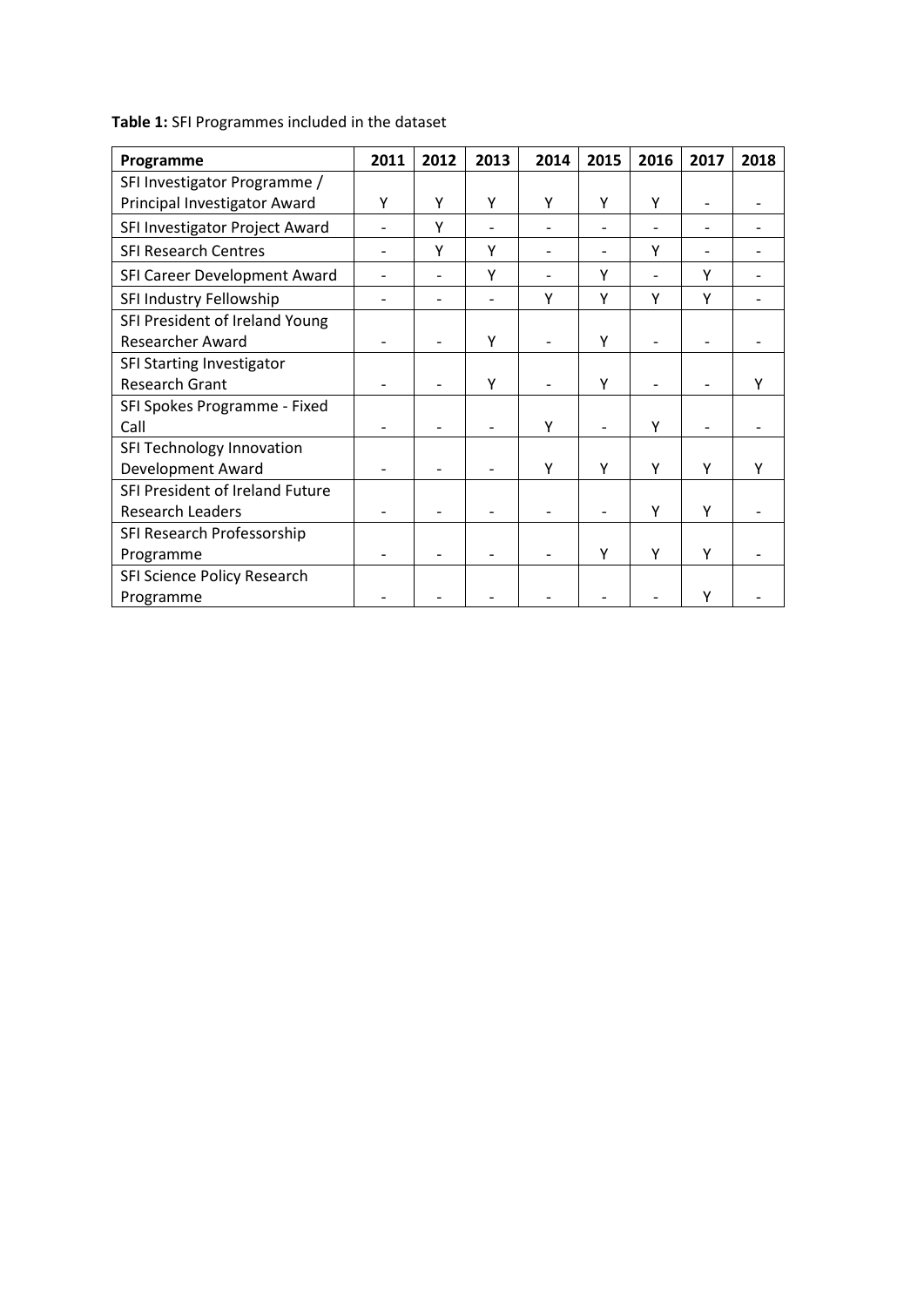**Table 1:** SFI Programmes included in the dataset

| Programme | 2011 | 2012 | 2013 | 2014 | 2015 | 2016 | 2017 | 2018 |
|---|---|---|---|---|---|---|---|---|
| SFI Investigator Programme / Principal Investigator Award | Y | Y | Y | Y | Y | Y | - | - |
| SFI Investigator Project Award | - | Y | - | - | - | - | - | - |
| SFI Research Centres | - | Y | Y | - | - | Y | - | - |
| SFI Career Development Award | - | - | Y | - | Y | - | Y | - |
| SFI Industry Fellowship | - | - | - | Y | Y | Y | Y | - |
| SFI President of Ireland Young Researcher Award | - | - | Y | - | Y | - | - | - |
| SFI Starting Investigator Research Grant | - | - | Y | - | Y | - | - | Y |
| SFI Spokes Programme - Fixed Call | - | - | - | Y | - | Y | - | - |
| SFI Technology Innovation Development Award | - | - | - | Y | Y | Y | Y | Y |
| SFI President of Ireland Future Research Leaders | - | - | - | - | - | Y | Y | - |
| SFI Research Professorship Programme | - | - | - | - | Y | Y | Y | - |
| SFI Science Policy Research Programme | - | - | - | - | - | - | Y | - |